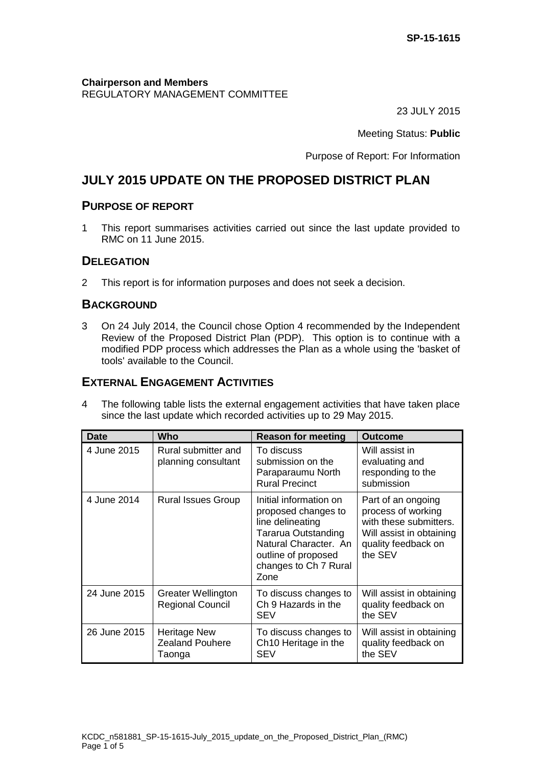SP-15-1615

**Chairperson and Members**
REGULATORY MANAGEMENT COMMITTEE

23 JULY 2015

Meeting Status: **Public**

Purpose of Report: For Information

# JULY 2015 UPDATE ON THE PROPOSED DISTRICT PLAN

## PURPOSE OF REPORT

1 This report summarises activities carried out since the last update provided to RMC on 11 June 2015.

## DELEGATION

2 This report is for information purposes and does not seek a decision.

## BACKGROUND

3 On 24 July 2014, the Council chose Option 4 recommended by the Independent Review of the Proposed District Plan (PDP). This option is to continue with a modified PDP process which addresses the Plan as a whole using the 'basket of tools' available to the Council.

## EXTERNAL ENGAGEMENT ACTIVITIES

4 The following table lists the external engagement activities that have taken place since the last update which recorded activities up to 29 May 2015.

| Date | Who | Reason for meeting | Outcome |
|---|---|---|---|
| 4 June 2015 | Rural submitter and planning consultant | To discuss submission on the Paraparaumu North Rural Precinct | Will assist in evaluating and responding to the submission |
| 4 June 2014 | Rural Issues Group | Initial information on proposed changes to line delineating Tararua Outstanding Natural Character. An outline of proposed changes to Ch 7 Rural Zone | Part of an ongoing process of working with these submitters. Will assist in obtaining quality feedback on the SEV |
| 24 June 2015 | Greater Wellington Regional Council | To discuss changes to Ch 9 Hazards in the SEV | Will assist in obtaining quality feedback on the SEV |
| 26 June 2015 | Heritage New Zealand Pouhere Taonga | To discuss changes to Ch10 Heritage in the SEV | Will assist in obtaining quality feedback on the SEV |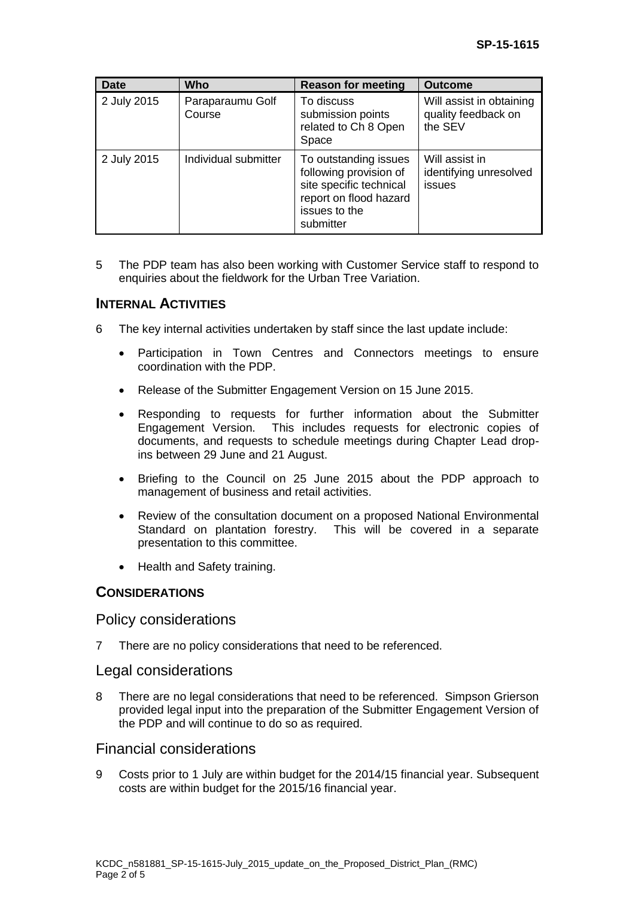| Date | Who | Reason for meeting | Outcome |
|---|---|---|---|
| 2 July 2015 | Paraparaumu Golf Course | To discuss submission points related to Ch 8 Open Space | Will assist in obtaining quality feedback on the SEV |
| 2 July 2015 | Individual submitter | To outstanding issues following provision of site specific technical report on flood hazard issues to the submitter | Will assist in identifying unresolved issues |

5 The PDP team has also been working with Customer Service staff to respond to enquiries about the fieldwork for the Urban Tree Variation.

## INTERNAL ACTIVITIES

6 The key internal activities undertaken by staff since the last update include:

- Participation in Town Centres and Connectors meetings to ensure coordination with the PDP.
- Release of the Submitter Engagement Version on 15 June 2015.
- Responding to requests for further information about the Submitter Engagement Version. This includes requests for electronic copies of documents, and requests to schedule meetings during Chapter Lead drop-ins between 29 June and 21 August.
- Briefing to the Council on 25 June 2015 about the PDP approach to management of business and retail activities.
- Review of the consultation document on a proposed National Environmental Standard on plantation forestry. This will be covered in a separate presentation to this committee.
- Health and Safety training.

## CONSIDERATIONS

### Policy considerations

7 There are no policy considerations that need to be referenced.

### Legal considerations

8 There are no legal considerations that need to be referenced. Simpson Grierson provided legal input into the preparation of the Submitter Engagement Version of the PDP and will continue to do so as required.

### Financial considerations

9 Costs prior to 1 July are within budget for the 2014/15 financial year. Subsequent costs are within budget for the 2015/16 financial year.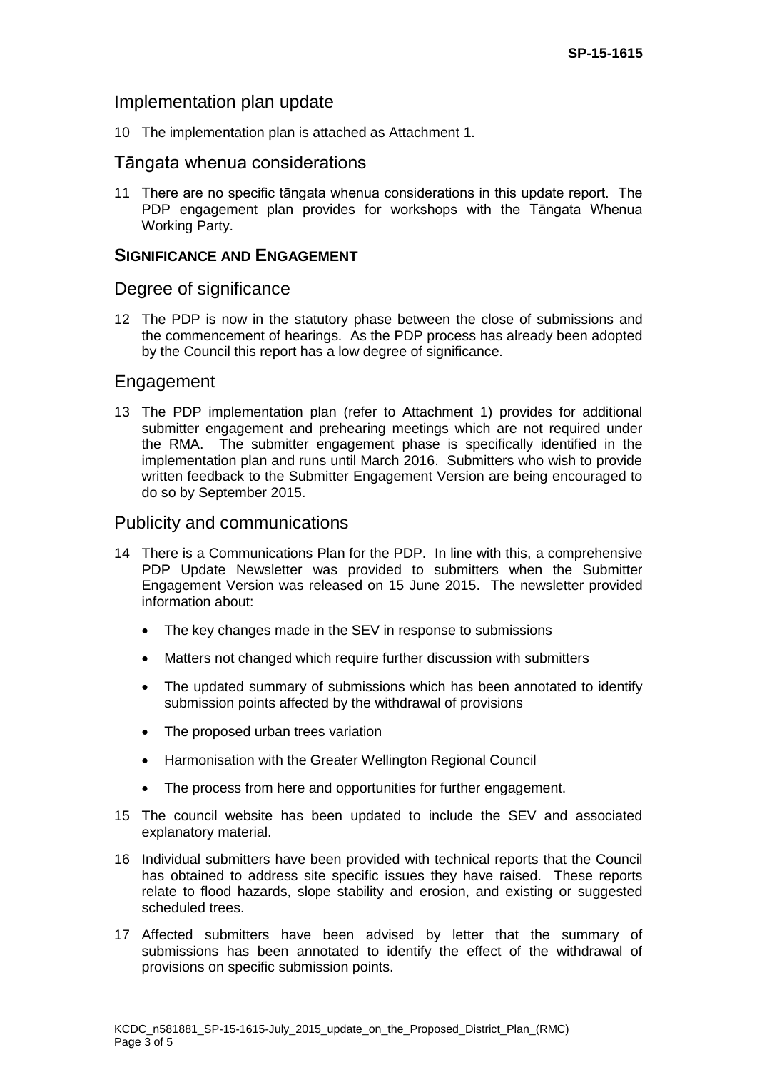## Implementation plan update

10 The implementation plan is attached as Attachment 1.

## Tāngata whenua considerations

11 There are no specific tāngata whenua considerations in this update report. The PDP engagement plan provides for workshops with the Tāngata Whenua Working Party.

### SIGNIFICANCE AND ENGAGEMENT

## Degree of significance

12 The PDP is now in the statutory phase between the close of submissions and the commencement of hearings. As the PDP process has already been adopted by the Council this report has a low degree of significance.

## Engagement

13 The PDP implementation plan (refer to Attachment 1) provides for additional submitter engagement and prehearing meetings which are not required under the RMA. The submitter engagement phase is specifically identified in the implementation plan and runs until March 2016. Submitters who wish to provide written feedback to the Submitter Engagement Version are being encouraged to do so by September 2015.

## Publicity and communications

14 There is a Communications Plan for the PDP. In line with this, a comprehensive PDP Update Newsletter was provided to submitters when the Submitter Engagement Version was released on 15 June 2015. The newsletter provided information about:

- The key changes made in the SEV in response to submissions
- Matters not changed which require further discussion with submitters
- The updated summary of submissions which has been annotated to identify submission points affected by the withdrawal of provisions
- The proposed urban trees variation
- Harmonisation with the Greater Wellington Regional Council
- The process from here and opportunities for further engagement.

15 The council website has been updated to include the SEV and associated explanatory material.

16 Individual submitters have been provided with technical reports that the Council has obtained to address site specific issues they have raised. These reports relate to flood hazards, slope stability and erosion, and existing or suggested scheduled trees.

17 Affected submitters have been advised by letter that the summary of submissions has been annotated to identify the effect of the withdrawal of provisions on specific submission points.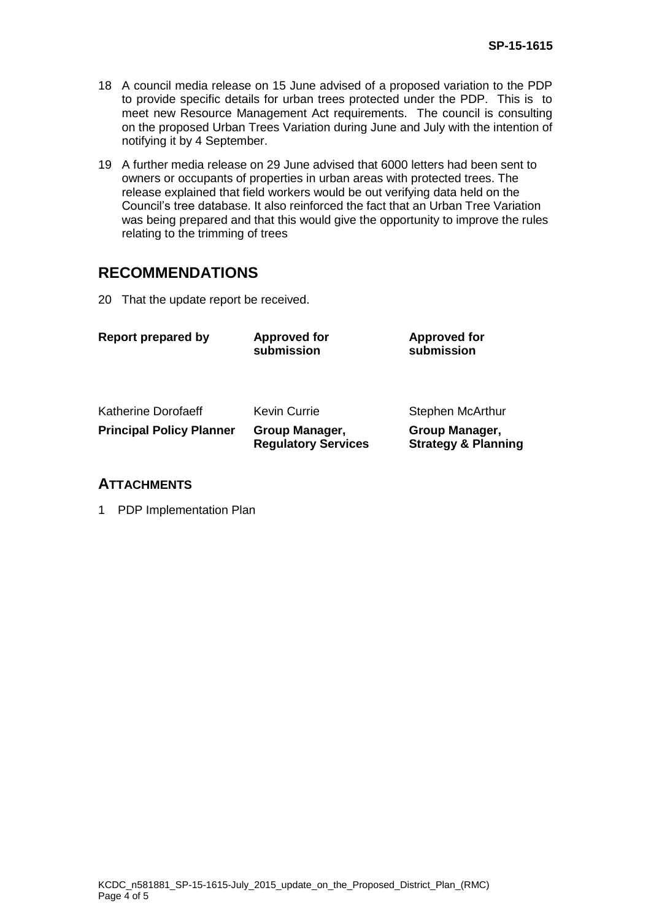18 A council media release on 15 June advised of a proposed variation to the PDP to provide specific details for urban trees protected under the PDP. This is to meet new Resource Management Act requirements. The council is consulting on the proposed Urban Trees Variation during June and July with the intention of notifying it by 4 September.

19 A further media release on 29 June advised that 6000 letters had been sent to owners or occupants of properties in urban areas with protected trees. The release explained that field workers would be out verifying data held on the Council's tree database. It also reinforced the fact that an Urban Tree Variation was being prepared and that this would give the opportunity to improve the rules relating to the trimming of trees

## RECOMMENDATIONS

20 That the update report be received.

| **Report prepared by** | **Approved for submission** | **Approved for submission** |
|---|---|---|
| Katherine Dorofaeff | Kevin Currie | Stephen McArthur |
| **Principal Policy Planner** | **Group Manager, Regulatory Services** | **Group Manager, Strategy & Planning** |

## ATTACHMENTS

1 PDP Implementation Plan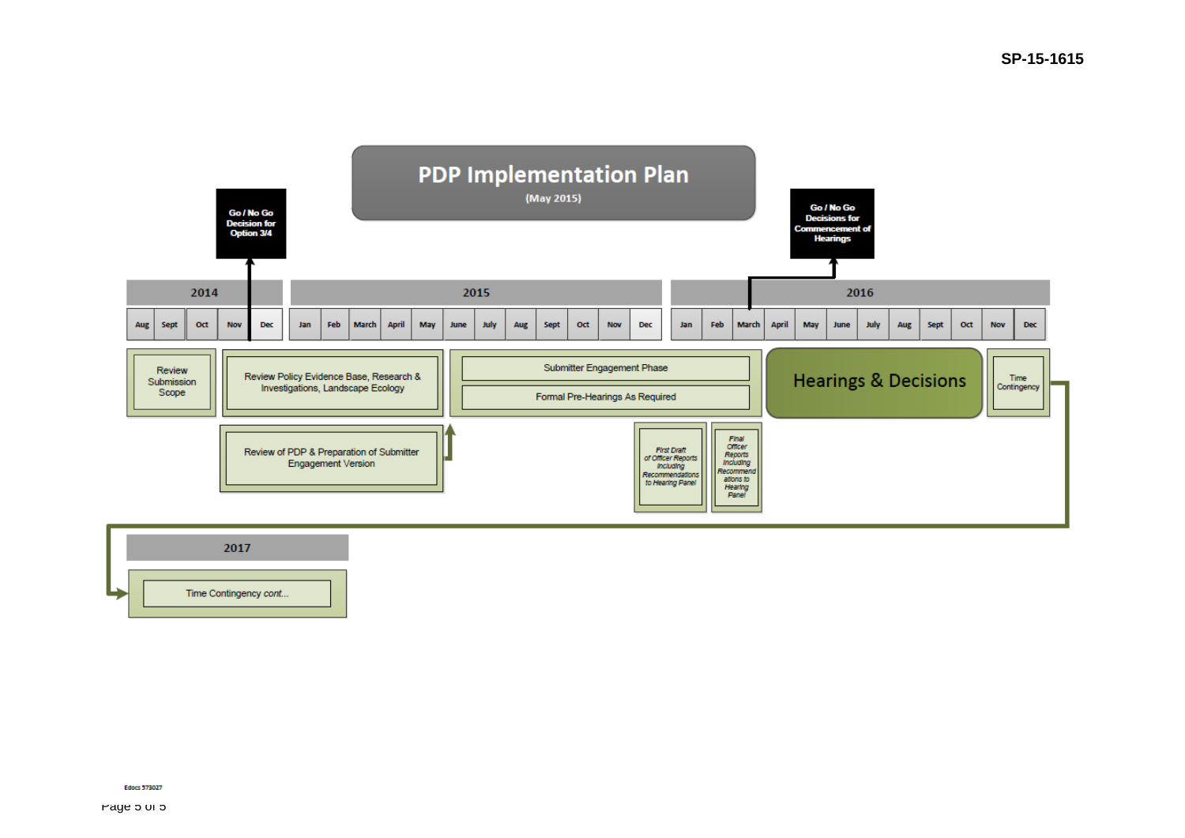SP-15-1615

# PDP Implementation Plan

(May 2015)

Go / No Go Decision for Option 3/4

Go / No Go Decisions for Commencement of Hearings

2014

Aug Sept Oct Nov Dec

2015

Jan Feb March April May June July Aug Sept Oct Nov Dec

2016

Jan Feb March April May June July Aug Sept Oct Nov Dec

Review Submission Scope

Review Policy Evidence Base, Research & Investigations, Landscape Ecology

Submitter Engagement Phase

Formal Pre-Hearings As Required

Hearings & Decisions

Time Contingency

Review of PDP & Preparation of Submitter Engagement Version

First Draft of Officer Reports Including Recommendations to Hearing Panel

Final Officer Reports Including Recommendations to Hearing Panel

2017

Time Contingency cont...

Edocs 573027